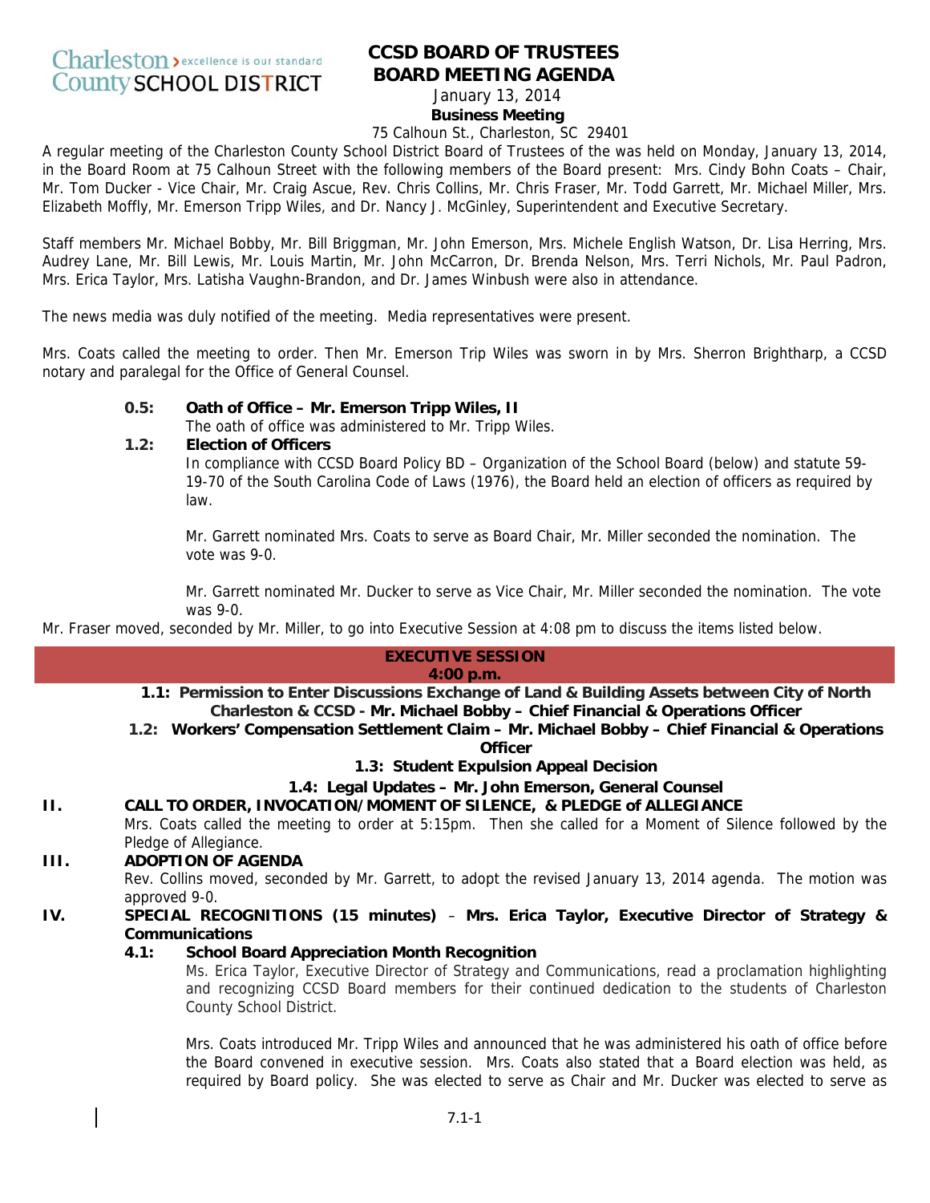Charleston › excellence is our standard
County SCHOOL DISTRICT

# CCSD BOARD OF TRUSTEES
# BOARD MEETING AGENDA

January 13, 2014
**Business Meeting**
75 Calhoun St., Charleston, SC 29401

A regular meeting of the Charleston County School District Board of Trustees of the was held on Monday, January 13, 2014, in the Board Room at 75 Calhoun Street with the following members of the Board present: Mrs. Cindy Bohn Coats – Chair, Mr. Tom Ducker - Vice Chair, Mr. Craig Ascue, Rev. Chris Collins, Mr. Chris Fraser, Mr. Todd Garrett, Mr. Michael Miller, Mrs. Elizabeth Moffly, Mr. Emerson Tripp Wiles, and Dr. Nancy J. McGinley, Superintendent and Executive Secretary.

Staff members Mr. Michael Bobby, Mr. Bill Briggman, Mr. John Emerson, Mrs. Michele English Watson, Dr. Lisa Herring, Mrs. Audrey Lane, Mr. Bill Lewis, Mr. Louis Martin, Mr. John McCarron, Dr. Brenda Nelson, Mrs. Terri Nichols, Mr. Paul Padron, Mrs. Erica Taylor, Mrs. Latisha Vaughn-Brandon, and Dr. James Winbush were also in attendance.

The news media was duly notified of the meeting. Media representatives were present.

Mrs. Coats called the meeting to order. Then Mr. Emerson Trip Wiles was sworn in by Mrs. Sherron Brightharp, a CCSD notary and paralegal for the Office of General Counsel.

**0.5: Oath of Office – Mr. Emerson Tripp Wiles, II**

The oath of office was administered to Mr. Tripp Wiles.

**1.2: Election of Officers**

In compliance with CCSD Board Policy BD – Organization of the School Board (below) and statute 59-19-70 of the South Carolina Code of Laws (1976), the Board held an election of officers as required by law.

Mr. Garrett nominated Mrs. Coats to serve as Board Chair, Mr. Miller seconded the nomination. The vote was 9-0.

Mr. Garrett nominated Mr. Ducker to serve as Vice Chair, Mr. Miller seconded the nomination. The vote was 9-0.

Mr. Fraser moved, seconded by Mr. Miller, to go into Executive Session at 4:08 pm to discuss the items listed below.

## EXECUTIVE SESSION
**4:00 p.m.**

**1.1: Permission to Enter Discussions Exchange of Land & Building Assets between City of North Charleston & CCSD - Mr. Michael Bobby – Chief Financial & Operations Officer**

**1.2: Workers' Compensation Settlement Claim – Mr. Michael Bobby – Chief Financial & Operations Officer**

**1.3: Student Expulsion Appeal Decision**

**1.4: Legal Updates – Mr. John Emerson, General Counsel**

## II. CALL TO ORDER, INVOCATION/MOMENT OF SILENCE, & PLEDGE of ALLEGIANCE

Mrs. Coats called the meeting to order at 5:15pm. Then she called for a Moment of Silence followed by the Pledge of Allegiance.

## III. ADOPTION OF AGENDA

Rev. Collins moved, seconded by Mr. Garrett, to adopt the revised January 13, 2014 agenda. The motion was approved 9-0.

## IV. SPECIAL RECOGNITIONS (15 minutes) – Mrs. Erica Taylor, Executive Director of Strategy & Communications

**4.1: School Board Appreciation Month Recognition**

Ms. Erica Taylor, Executive Director of Strategy and Communications, read a proclamation highlighting and recognizing CCSD Board members for their continued dedication to the students of Charleston County School District.

Mrs. Coats introduced Mr. Tripp Wiles and announced that he was administered his oath of office before the Board convened in executive session. Mrs. Coats also stated that a Board election was held, as required by Board policy. She was elected to serve as Chair and Mr. Ducker was elected to serve as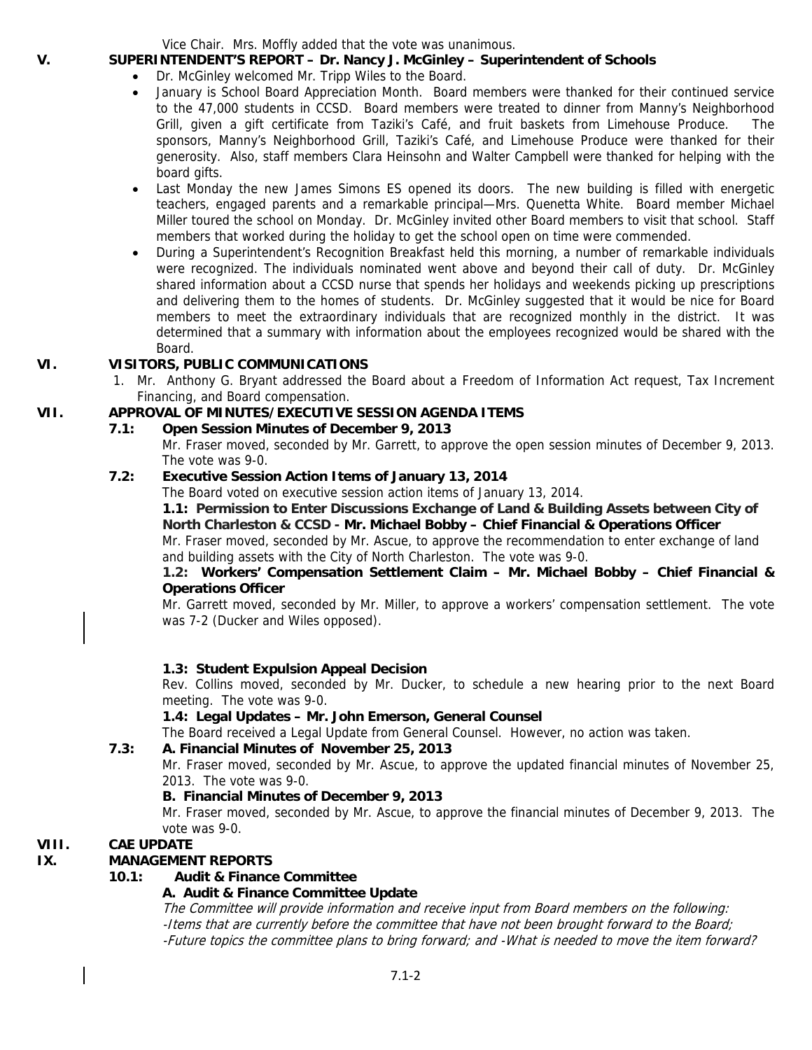Vice Chair. Mrs. Moffly added that the vote was unanimous.

## V. SUPERINTENDENT'S REPORT – Dr. Nancy J. McGinley – Superintendent of Schools

- Dr. McGinley welcomed Mr. Tripp Wiles to the Board.
- January is School Board Appreciation Month. Board members were thanked for their continued service to the 47,000 students in CCSD. Board members were treated to dinner from Manny's Neighborhood Grill, given a gift certificate from Taziki's Café, and fruit baskets from Limehouse Produce. The sponsors, Manny's Neighborhood Grill, Taziki's Café, and Limehouse Produce were thanked for their generosity. Also, staff members Clara Heinsohn and Walter Campbell were thanked for helping with the board gifts.
- Last Monday the new James Simons ES opened its doors. The new building is filled with energetic teachers, engaged parents and a remarkable principal—Mrs. Quenetta White. Board member Michael Miller toured the school on Monday. Dr. McGinley invited other Board members to visit that school. Staff members that worked during the holiday to get the school open on time were commended.
- During a Superintendent's Recognition Breakfast held this morning, a number of remarkable individuals were recognized. The individuals nominated went above and beyond their call of duty. Dr. McGinley shared information about a CCSD nurse that spends her holidays and weekends picking up prescriptions and delivering them to the homes of students. Dr. McGinley suggested that it would be nice for Board members to meet the extraordinary individuals that are recognized monthly in the district. It was determined that a summary with information about the employees recognized would be shared with the Board.

## VI. VISITORS, PUBLIC COMMUNICATIONS

1. Mr. Anthony G. Bryant addressed the Board about a Freedom of Information Act request, Tax Increment Financing, and Board compensation.

## VII. APPROVAL OF MINUTES/EXECUTIVE SESSION AGENDA ITEMS

### 7.1: Open Session Minutes of December 9, 2013

Mr. Fraser moved, seconded by Mr. Garrett, to approve the open session minutes of December 9, 2013. The vote was 9-0.

### 7.2: Executive Session Action Items of January 13, 2014

The Board voted on executive session action items of January 13, 2014.

**1.1: Permission to Enter Discussions Exchange of Land & Building Assets between City of North Charleston & CCSD - Mr. Michael Bobby – Chief Financial & Operations Officer**

Mr. Fraser moved, seconded by Mr. Ascue, to approve the recommendation to enter exchange of land and building assets with the City of North Charleston. The vote was 9-0.

**1.2: Workers' Compensation Settlement Claim – Mr. Michael Bobby – Chief Financial & Operations Officer**

Mr. Garrett moved, seconded by Mr. Miller, to approve a workers' compensation settlement. The vote was 7-2 (Ducker and Wiles opposed).

**1.3: Student Expulsion Appeal Decision**

Rev. Collins moved, seconded by Mr. Ducker, to schedule a new hearing prior to the next Board meeting. The vote was 9-0.

**1.4: Legal Updates – Mr. John Emerson, General Counsel**

The Board received a Legal Update from General Counsel. However, no action was taken.

### 7.3: A. Financial Minutes of November 25, 2013

Mr. Fraser moved, seconded by Mr. Ascue, to approve the updated financial minutes of November 25, 2013. The vote was 9-0.

**B. Financial Minutes of December 9, 2013**

Mr. Fraser moved, seconded by Mr. Ascue, to approve the financial minutes of December 9, 2013. The vote was 9-0.

## VIII. CAE UPDATE

## IX. MANAGEMENT REPORTS

### 10.1: Audit & Finance Committee

**A. Audit & Finance Committee Update**

*The Committee will provide information and receive input from Board members on the following:*
*-Items that are currently before the committee that have not been brought forward to the Board;*
*-Future topics the committee plans to bring forward; and -What is needed to move the item forward?*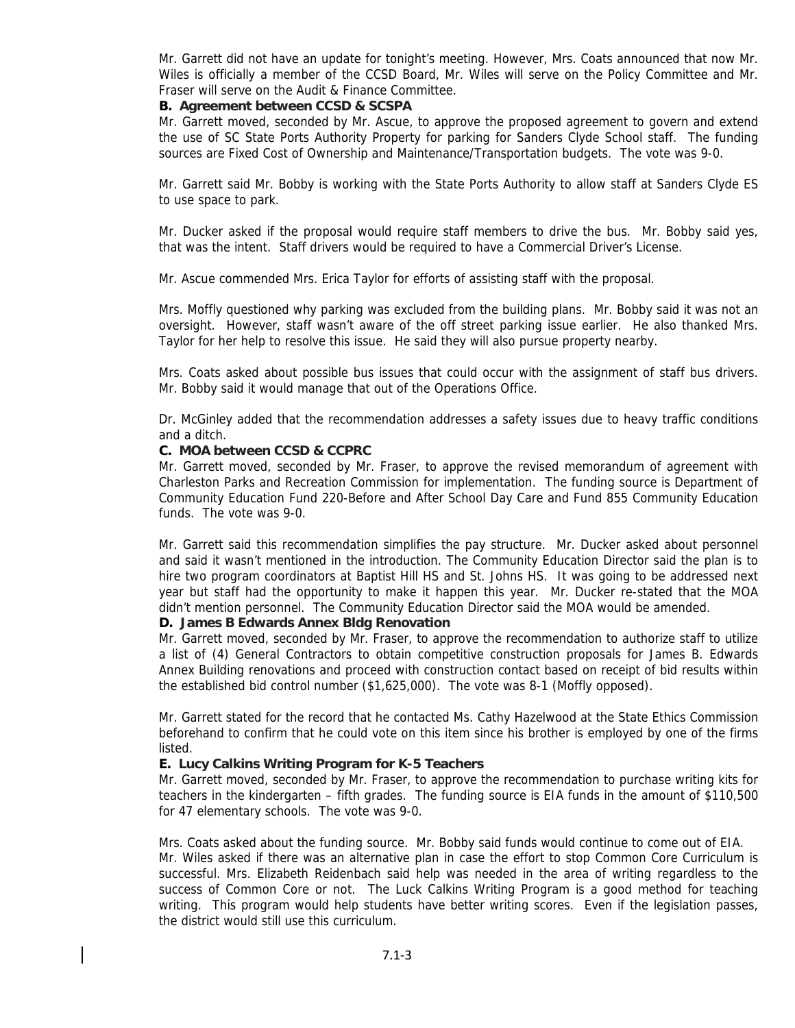Mr. Garrett did not have an update for tonight's meeting. However, Mrs. Coats announced that now Mr. Wiles is officially a member of the CCSD Board, Mr. Wiles will serve on the Policy Committee and Mr. Fraser will serve on the Audit & Finance Committee.

**B. Agreement between CCSD & SCSPA**

Mr. Garrett moved, seconded by Mr. Ascue, to approve the proposed agreement to govern and extend the use of SC State Ports Authority Property for parking for Sanders Clyde School staff. The funding sources are Fixed Cost of Ownership and Maintenance/Transportation budgets. The vote was 9-0.

Mr. Garrett said Mr. Bobby is working with the State Ports Authority to allow staff at Sanders Clyde ES to use space to park.

Mr. Ducker asked if the proposal would require staff members to drive the bus. Mr. Bobby said yes, that was the intent. Staff drivers would be required to have a Commercial Driver's License.

Mr. Ascue commended Mrs. Erica Taylor for efforts of assisting staff with the proposal.

Mrs. Moffly questioned why parking was excluded from the building plans. Mr. Bobby said it was not an oversight. However, staff wasn't aware of the off street parking issue earlier. He also thanked Mrs. Taylor for her help to resolve this issue. He said they will also pursue property nearby.

Mrs. Coats asked about possible bus issues that could occur with the assignment of staff bus drivers. Mr. Bobby said it would manage that out of the Operations Office.

Dr. McGinley added that the recommendation addresses a safety issues due to heavy traffic conditions and a ditch.

**C. MOA between CCSD & CCPRC**

Mr. Garrett moved, seconded by Mr. Fraser, to approve the revised memorandum of agreement with Charleston Parks and Recreation Commission for implementation. The funding source is Department of Community Education Fund 220-Before and After School Day Care and Fund 855 Community Education funds. The vote was 9-0.

Mr. Garrett said this recommendation simplifies the pay structure. Mr. Ducker asked about personnel and said it wasn't mentioned in the introduction. The Community Education Director said the plan is to hire two program coordinators at Baptist Hill HS and St. Johns HS. It was going to be addressed next year but staff had the opportunity to make it happen this year. Mr. Ducker re-stated that the MOA didn't mention personnel. The Community Education Director said the MOA would be amended.

**D. James B Edwards Annex Bldg Renovation**

Mr. Garrett moved, seconded by Mr. Fraser, to approve the recommendation to authorize staff to utilize a list of (4) General Contractors to obtain competitive construction proposals for James B. Edwards Annex Building renovations and proceed with construction contact based on receipt of bid results within the established bid control number ($1,625,000). The vote was 8-1 (Moffly opposed).

Mr. Garrett stated for the record that he contacted Ms. Cathy Hazelwood at the State Ethics Commission beforehand to confirm that he could vote on this item since his brother is employed by one of the firms listed.

**E. Lucy Calkins Writing Program for K-5 Teachers**

Mr. Garrett moved, seconded by Mr. Fraser, to approve the recommendation to purchase writing kits for teachers in the kindergarten – fifth grades. The funding source is EIA funds in the amount of $110,500 for 47 elementary schools. The vote was 9-0.

Mrs. Coats asked about the funding source. Mr. Bobby said funds would continue to come out of EIA. Mr. Wiles asked if there was an alternative plan in case the effort to stop Common Core Curriculum is successful. Mrs. Elizabeth Reidenbach said help was needed in the area of writing regardless to the success of Common Core or not. The Luck Calkins Writing Program is a good method for teaching writing. This program would help students have better writing scores. Even if the legislation passes, the district would still use this curriculum.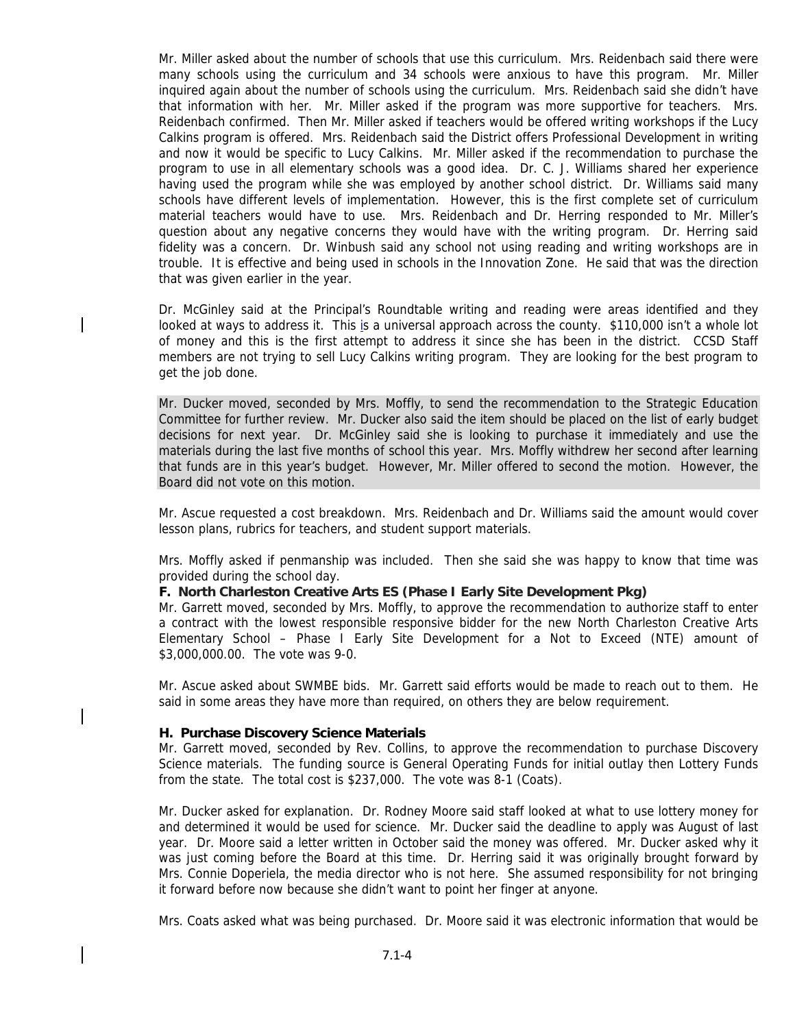Mr. Miller asked about the number of schools that use this curriculum. Mrs. Reidenbach said there were many schools using the curriculum and 34 schools were anxious to have this program. Mr. Miller inquired again about the number of schools using the curriculum. Mrs. Reidenbach said she didn't have that information with her. Mr. Miller asked if the program was more supportive for teachers. Mrs. Reidenbach confirmed. Then Mr. Miller asked if teachers would be offered writing workshops if the Lucy Calkins program is offered. Mrs. Reidenbach said the District offers Professional Development in writing and now it would be specific to Lucy Calkins. Mr. Miller asked if the recommendation to purchase the program to use in all elementary schools was a good idea. Dr. C. J. Williams shared her experience having used the program while she was employed by another school district. Dr. Williams said many schools have different levels of implementation. However, this is the first complete set of curriculum material teachers would have to use. Mrs. Reidenbach and Dr. Herring responded to Mr. Miller's question about any negative concerns they would have with the writing program. Dr. Herring said fidelity was a concern. Dr. Winbush said any school not using reading and writing workshops are in trouble. It is effective and being used in schools in the Innovation Zone. He said that was the direction that was given earlier in the year.

Dr. McGinley said at the Principal's Roundtable writing and reading were areas identified and they looked at ways to address it. This is a universal approach across the county. $110,000 isn't a whole lot of money and this is the first attempt to address it since she has been in the district. CCSD Staff members are not trying to sell Lucy Calkins writing program. They are looking for the best program to get the job done.

Mr. Ducker moved, seconded by Mrs. Moffly, to send the recommendation to the Strategic Education Committee for further review. Mr. Ducker also said the item should be placed on the list of early budget decisions for next year. Dr. McGinley said she is looking to purchase it immediately and use the materials during the last five months of school this year. Mrs. Moffly withdrew her second after learning that funds are in this year's budget. However, Mr. Miller offered to second the motion. However, the Board did not vote on this motion.

Mr. Ascue requested a cost breakdown. Mrs. Reidenbach and Dr. Williams said the amount would cover lesson plans, rubrics for teachers, and student support materials.

Mrs. Moffly asked if penmanship was included. Then she said she was happy to know that time was provided during the school day.

**F. North Charleston Creative Arts ES (Phase I Early Site Development Pkg)**

Mr. Garrett moved, seconded by Mrs. Moffly, to approve the recommendation to authorize staff to enter a contract with the lowest responsible responsive bidder for the new North Charleston Creative Arts Elementary School – Phase I Early Site Development for a Not to Exceed (NTE) amount of $3,000,000.00. The vote was 9-0.

Mr. Ascue asked about SWMBE bids. Mr. Garrett said efforts would be made to reach out to them. He said in some areas they have more than required, on others they are below requirement.

**H. Purchase Discovery Science Materials**

Mr. Garrett moved, seconded by Rev. Collins, to approve the recommendation to purchase Discovery Science materials. The funding source is General Operating Funds for initial outlay then Lottery Funds from the state. The total cost is $237,000. The vote was 8-1 (Coats).

Mr. Ducker asked for explanation. Dr. Rodney Moore said staff looked at what to use lottery money for and determined it would be used for science. Mr. Ducker said the deadline to apply was August of last year. Dr. Moore said a letter written in October said the money was offered. Mr. Ducker asked why it was just coming before the Board at this time. Dr. Herring said it was originally brought forward by Mrs. Connie Doperiela, the media director who is not here. She assumed responsibility for not bringing it forward before now because she didn't want to point her finger at anyone.

Mrs. Coats asked what was being purchased. Dr. Moore said it was electronic information that would be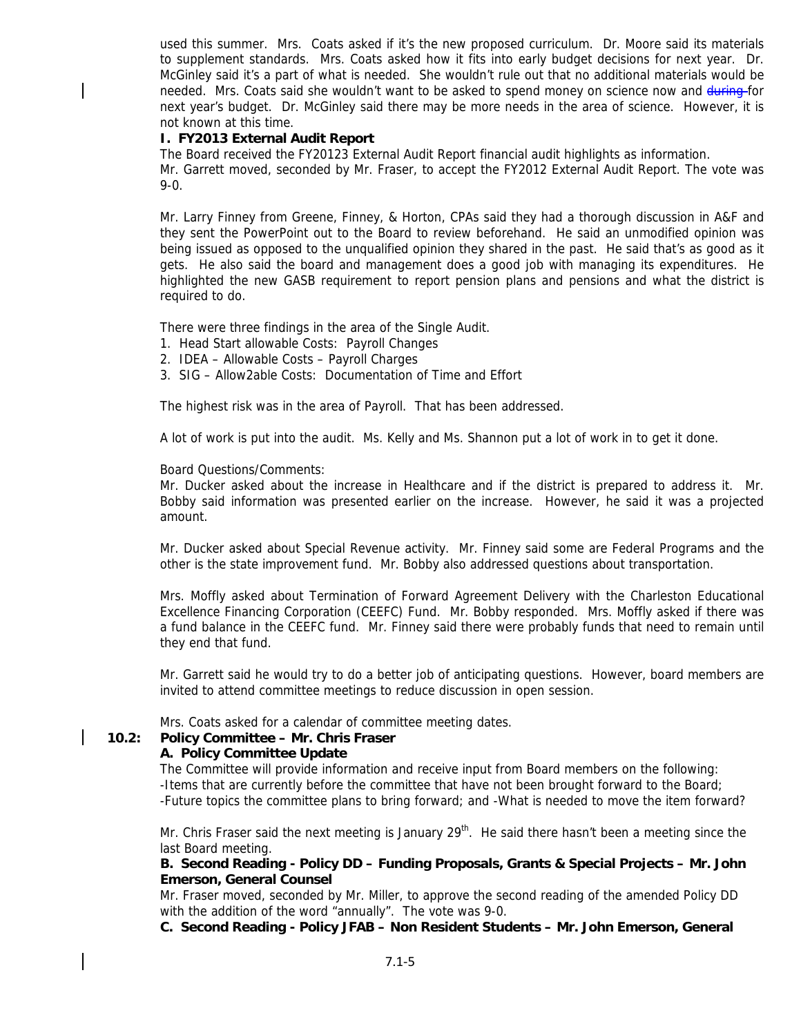used this summer. Mrs. Coats asked if it's the new proposed curriculum. Dr. Moore said its materials to supplement standards. Mrs. Coats asked how it fits into early budget decisions for next year. Dr. McGinley said it's a part of what is needed. She wouldn't rule out that no additional materials would be needed. Mrs. Coats said she wouldn't want to be asked to spend money on science now and ~~during~~ for next year's budget. Dr. McGinley said there may be more needs in the area of science. However, it is not known at this time.

**I. FY2013 External Audit Report**

The Board received the FY20123 External Audit Report financial audit highlights as information.
Mr. Garrett moved, seconded by Mr. Fraser, to accept the FY2012 External Audit Report. The vote was 9-0.

Mr. Larry Finney from Greene, Finney, & Horton, CPAs said they had a thorough discussion in A&F and they sent the PowerPoint out to the Board to review beforehand. He said an unmodified opinion was being issued as opposed to the unqualified opinion they shared in the past. He said that's as good as it gets. He also said the board and management does a good job with managing its expenditures. He highlighted the new GASB requirement to report pension plans and pensions and what the district is required to do.

There were three findings in the area of the Single Audit.

1. Head Start allowable Costs: Payroll Changes
2. IDEA – Allowable Costs – Payroll Charges
3. SIG – Allow2able Costs: Documentation of Time and Effort

The highest risk was in the area of Payroll. That has been addressed.

A lot of work is put into the audit. Ms. Kelly and Ms. Shannon put a lot of work in to get it done.

Board Questions/Comments:
Mr. Ducker asked about the increase in Healthcare and if the district is prepared to address it. Mr. Bobby said information was presented earlier on the increase. However, he said it was a projected amount.

Mr. Ducker asked about Special Revenue activity. Mr. Finney said some are Federal Programs and the other is the state improvement fund. Mr. Bobby also addressed questions about transportation.

Mrs. Moffly asked about Termination of Forward Agreement Delivery with the Charleston Educational Excellence Financing Corporation (CEEFC) Fund. Mr. Bobby responded. Mrs. Moffly asked if there was a fund balance in the CEEFC fund. Mr. Finney said there were probably funds that need to remain until they end that fund.

Mr. Garrett said he would try to do a better job of anticipating questions. However, board members are invited to attend committee meetings to reduce discussion in open session.

Mrs. Coats asked for a calendar of committee meeting dates.

**10.2: Policy Committee – Mr. Chris Fraser**

**A. Policy Committee Update**

The Committee will provide information and receive input from Board members on the following:
-Items that are currently before the committee that have not been brought forward to the Board;
-Future topics the committee plans to bring forward; and -What is needed to move the item forward?

Mr. Chris Fraser said the next meeting is January 29th. He said there hasn't been a meeting since the last Board meeting.

**B. Second Reading - Policy DD – Funding Proposals, Grants & Special Projects – Mr. John Emerson, General Counsel**

Mr. Fraser moved, seconded by Mr. Miller, to approve the second reading of the amended Policy DD with the addition of the word "annually". The vote was 9-0.

**C. Second Reading - Policy JFAB – Non Resident Students – Mr. John Emerson, General**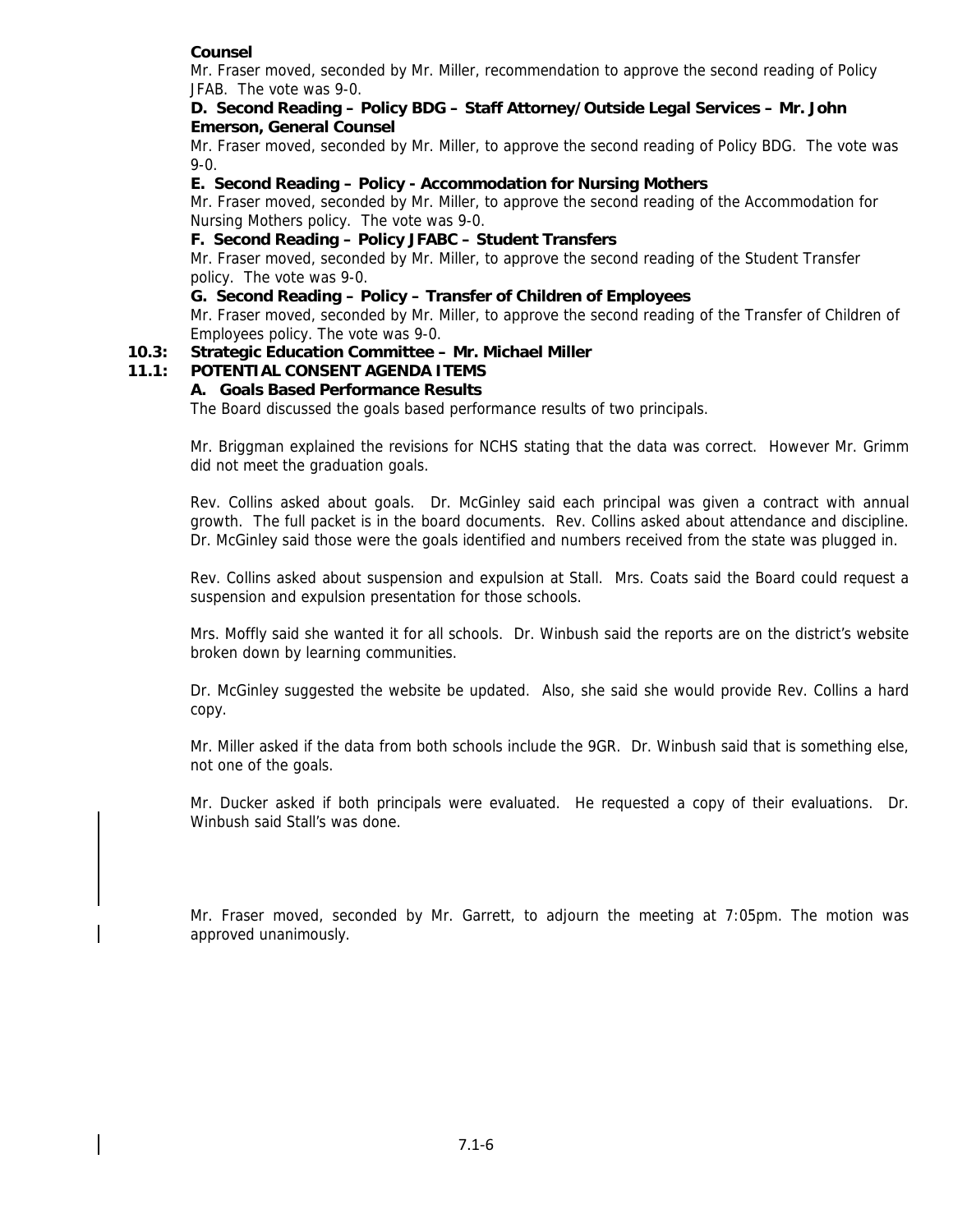**Counsel**

Mr. Fraser moved, seconded by Mr. Miller, recommendation to approve the second reading of Policy JFAB. The vote was 9-0.

**D. Second Reading – Policy BDG – Staff Attorney/Outside Legal Services – Mr. John Emerson, General Counsel**

Mr. Fraser moved, seconded by Mr. Miller, to approve the second reading of Policy BDG. The vote was 9-0.

**E. Second Reading – Policy - Accommodation for Nursing Mothers**

Mr. Fraser moved, seconded by Mr. Miller, to approve the second reading of the Accommodation for Nursing Mothers policy. The vote was 9-0.

**F. Second Reading – Policy JFABC – Student Transfers**

Mr. Fraser moved, seconded by Mr. Miller, to approve the second reading of the Student Transfer policy. The vote was 9-0.

**G. Second Reading – Policy – Transfer of Children of Employees**

Mr. Fraser moved, seconded by Mr. Miller, to approve the second reading of the Transfer of Children of Employees policy. The vote was 9-0.

**10.3: Strategic Education Committee – Mr. Michael Miller**

**11.1: POTENTIAL CONSENT AGENDA ITEMS**

**A. Goals Based Performance Results**

The Board discussed the goals based performance results of two principals.

Mr. Briggman explained the revisions for NCHS stating that the data was correct. However Mr. Grimm did not meet the graduation goals.

Rev. Collins asked about goals. Dr. McGinley said each principal was given a contract with annual growth. The full packet is in the board documents. Rev. Collins asked about attendance and discipline. Dr. McGinley said those were the goals identified and numbers received from the state was plugged in.

Rev. Collins asked about suspension and expulsion at Stall. Mrs. Coats said the Board could request a suspension and expulsion presentation for those schools.

Mrs. Moffly said she wanted it for all schools. Dr. Winbush said the reports are on the district's website broken down by learning communities.

Dr. McGinley suggested the website be updated. Also, she said she would provide Rev. Collins a hard copy.

Mr. Miller asked if the data from both schools include the 9GR. Dr. Winbush said that is something else, not one of the goals.

Mr. Ducker asked if both principals were evaluated. He requested a copy of their evaluations. Dr. Winbush said Stall's was done.

Mr. Fraser moved, seconded by Mr. Garrett, to adjourn the meeting at 7:05pm. The motion was approved unanimously.

7.1-6